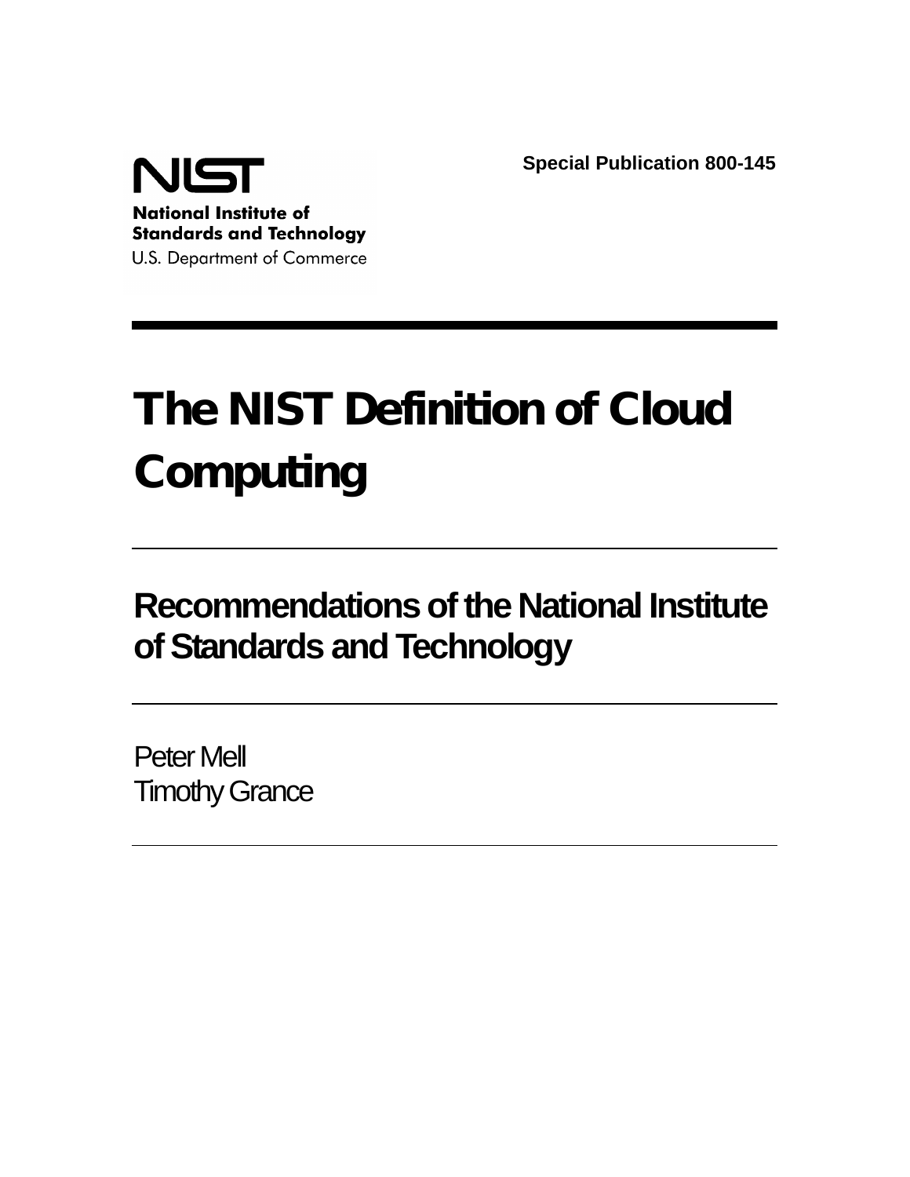**NIST**

**National Institute of Standards and Technology**

U.S. Department of Commerce

**Special Publication 800-145**

# The NIST Definition of Cloud Computing

## Recommendations of the National Institute of Standards and Technology

Peter Mell
Timothy Grance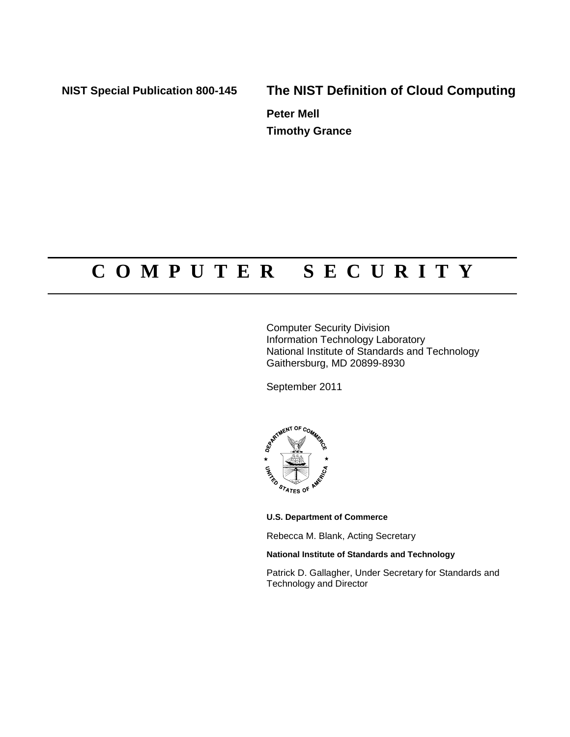**NIST Special Publication 800-145**

# The NIST Definition of Cloud Computing

**Peter Mell**

**Timothy Grance**

# C O M P U T E R   S E C U R I T Y

Computer Security Division
Information Technology Laboratory
National Institute of Standards and Technology
Gaithersburg, MD 20899-8930

September 2011

**U.S. Department of Commerce**

Rebecca M. Blank, Acting Secretary

**National Institute of Standards and Technology**

Patrick D. Gallagher, Under Secretary for Standards and Technology and Director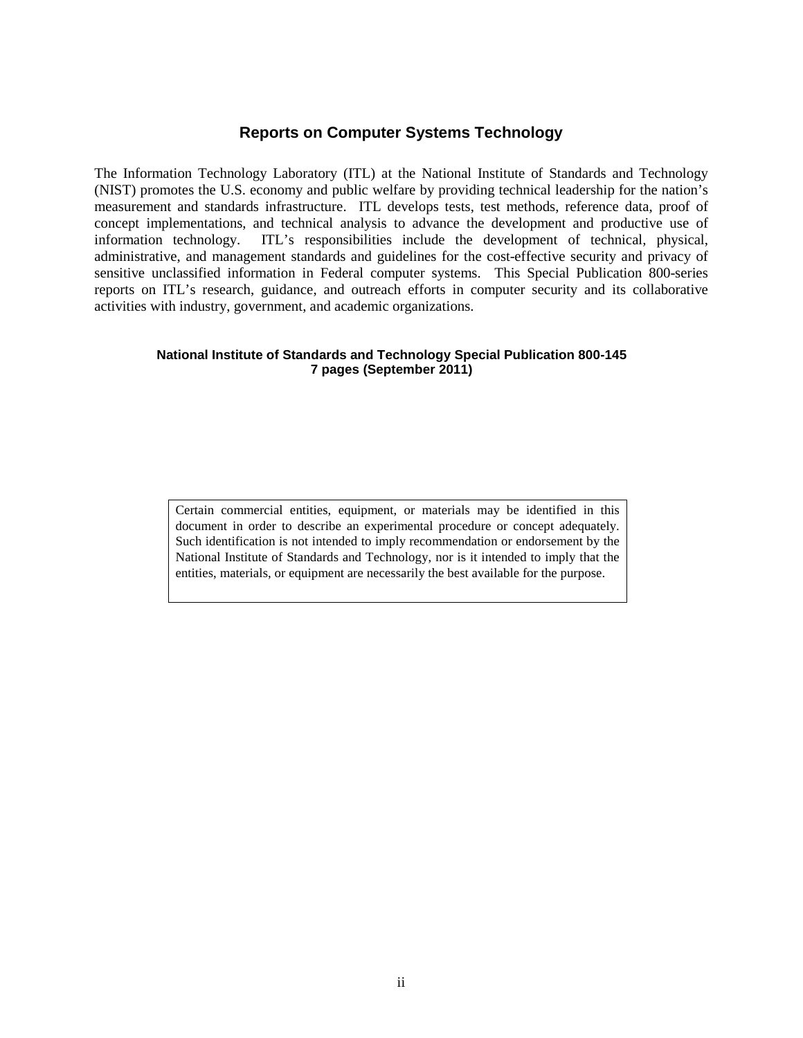## Reports on Computer Systems Technology

The Information Technology Laboratory (ITL) at the National Institute of Standards and Technology (NIST) promotes the U.S. economy and public welfare by providing technical leadership for the nation's measurement and standards infrastructure. ITL develops tests, test methods, reference data, proof of concept implementations, and technical analysis to advance the development and productive use of information technology. ITL's responsibilities include the development of technical, physical, administrative, and management standards and guidelines for the cost-effective security and privacy of sensitive unclassified information in Federal computer systems. This Special Publication 800-series reports on ITL's research, guidance, and outreach efforts in computer security and its collaborative activities with industry, government, and academic organizations.

**National Institute of Standards and Technology Special Publication 800-145**
**7 pages (September 2011)**

Certain commercial entities, equipment, or materials may be identified in this document in order to describe an experimental procedure or concept adequately. Such identification is not intended to imply recommendation or endorsement by the National Institute of Standards and Technology, nor is it intended to imply that the entities, materials, or equipment are necessarily the best available for the purpose.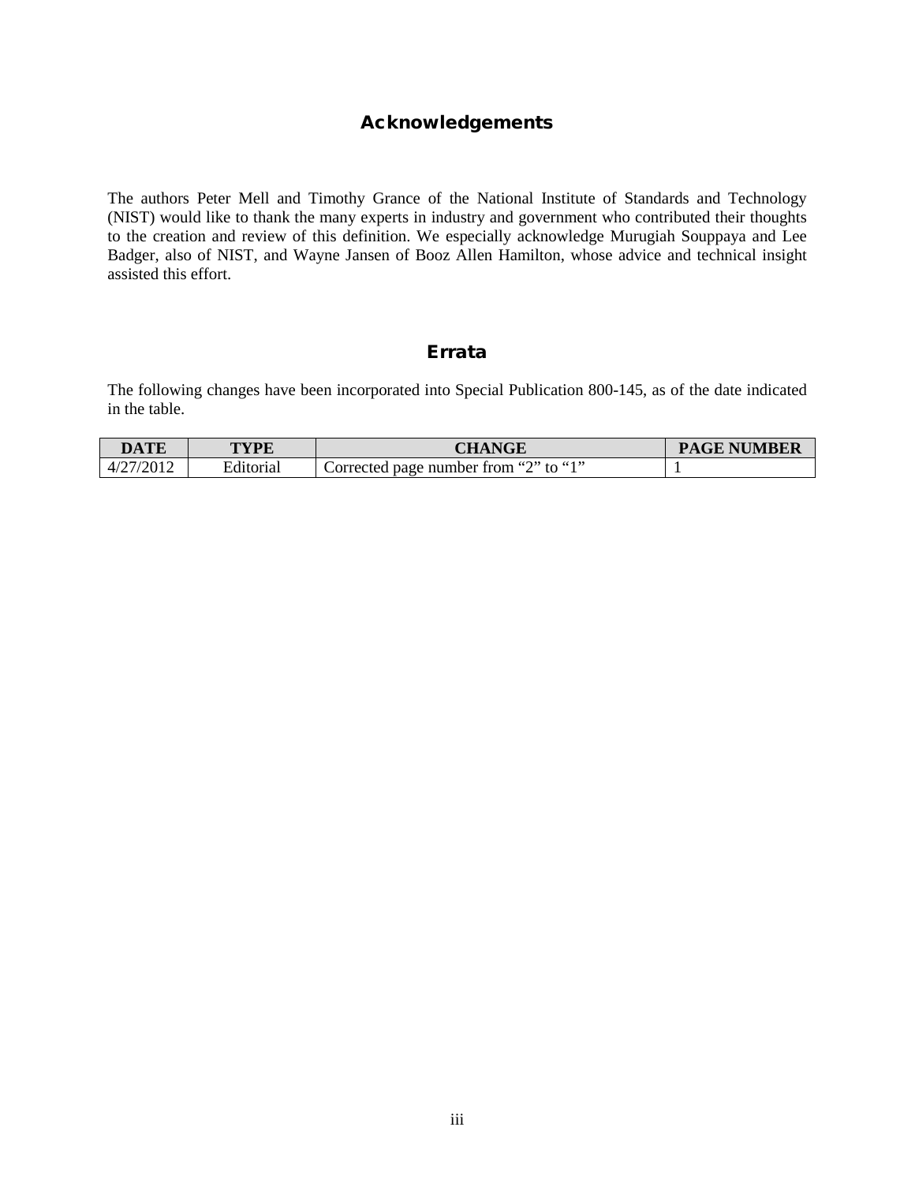## Acknowledgements

The authors Peter Mell and Timothy Grance of the National Institute of Standards and Technology (NIST) would like to thank the many experts in industry and government who contributed their thoughts to the creation and review of this definition. We especially acknowledge Murugiah Souppaya and Lee Badger, also of NIST, and Wayne Jansen of Booz Allen Hamilton, whose advice and technical insight assisted this effort.

## Errata

The following changes have been incorporated into Special Publication 800-145, as of the date indicated in the table.

| DATE | TYPE | CHANGE | PAGE NUMBER |
|---|---|---|---|
| 4/27/2012 | Editorial | Corrected page number from "2" to "1" | 1 |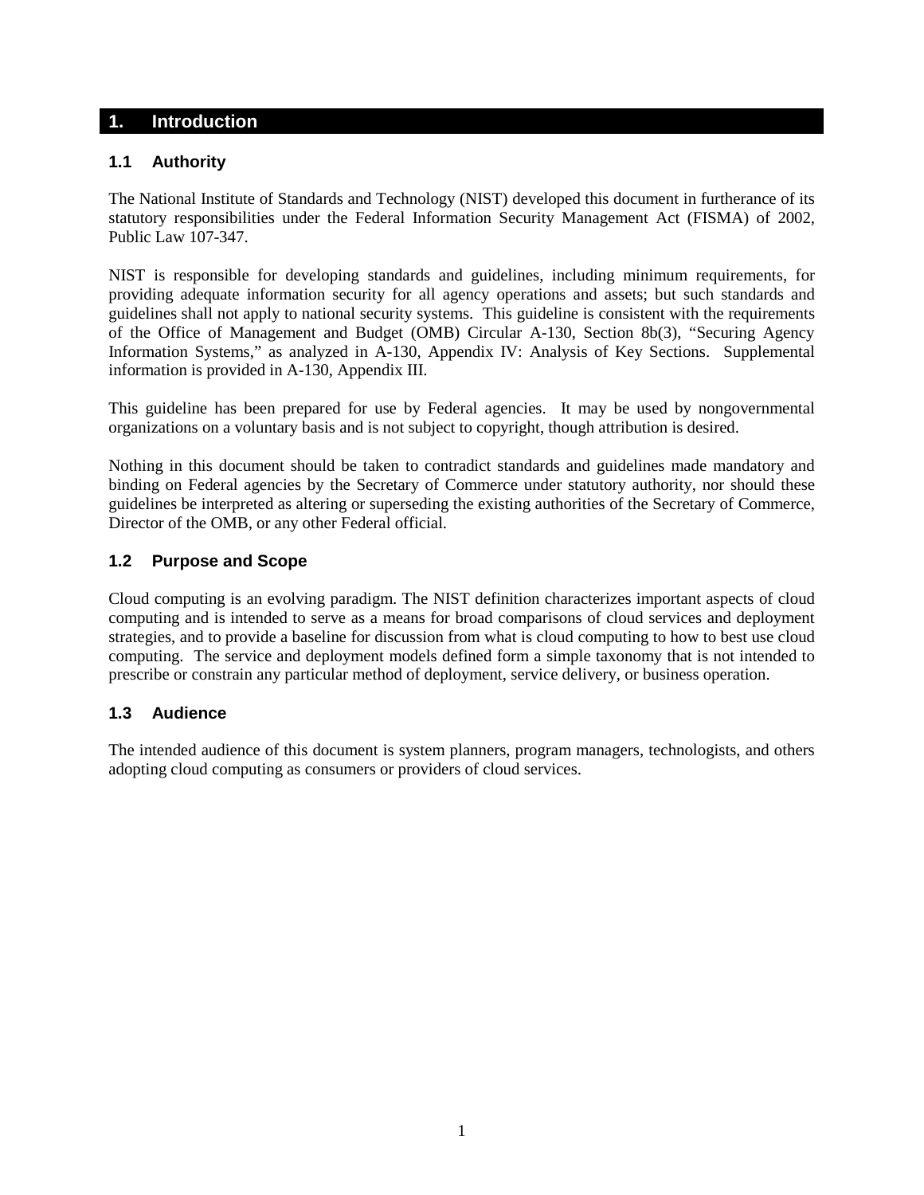# 1. Introduction

## 1.1 Authority

The National Institute of Standards and Technology (NIST) developed this document in furtherance of its statutory responsibilities under the Federal Information Security Management Act (FISMA) of 2002, Public Law 107-347.

NIST is responsible for developing standards and guidelines, including minimum requirements, for providing adequate information security for all agency operations and assets; but such standards and guidelines shall not apply to national security systems. This guideline is consistent with the requirements of the Office of Management and Budget (OMB) Circular A-130, Section 8b(3), "Securing Agency Information Systems," as analyzed in A-130, Appendix IV: Analysis of Key Sections. Supplemental information is provided in A-130, Appendix III.

This guideline has been prepared for use by Federal agencies. It may be used by nongovernmental organizations on a voluntary basis and is not subject to copyright, though attribution is desired.

Nothing in this document should be taken to contradict standards and guidelines made mandatory and binding on Federal agencies by the Secretary of Commerce under statutory authority, nor should these guidelines be interpreted as altering or superseding the existing authorities of the Secretary of Commerce, Director of the OMB, or any other Federal official.

## 1.2 Purpose and Scope

Cloud computing is an evolving paradigm. The NIST definition characterizes important aspects of cloud computing and is intended to serve as a means for broad comparisons of cloud services and deployment strategies, and to provide a baseline for discussion from what is cloud computing to how to best use cloud computing. The service and deployment models defined form a simple taxonomy that is not intended to prescribe or constrain any particular method of deployment, service delivery, or business operation.

## 1.3 Audience

The intended audience of this document is system planners, program managers, technologists, and others adopting cloud computing as consumers or providers of cloud services.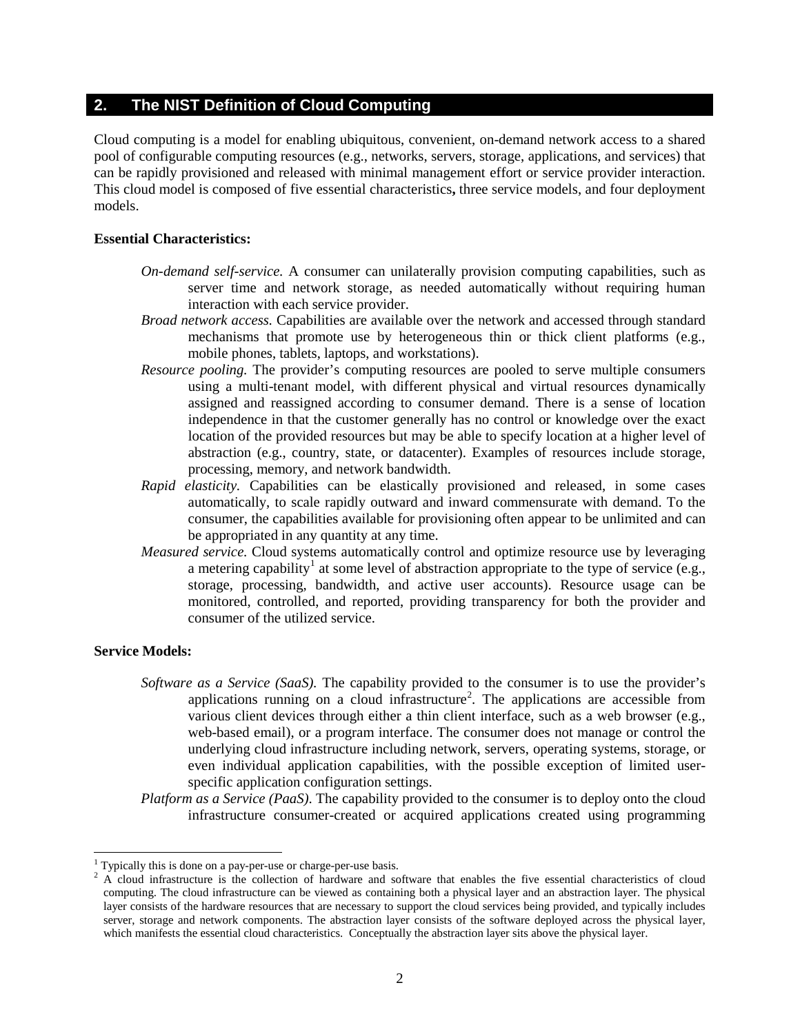## 2. The NIST Definition of Cloud Computing

Cloud computing is a model for enabling ubiquitous, convenient, on-demand network access to a shared pool of configurable computing resources (e.g., networks, servers, storage, applications, and services) that can be rapidly provisioned and released with minimal management effort or service provider interaction. This cloud model is composed of five essential characteristics**,** three service models, and four deployment models.

**Essential Characteristics:**

*On-demand self-service.* A consumer can unilaterally provision computing capabilities, such as server time and network storage, as needed automatically without requiring human interaction with each service provider.

*Broad network access.* Capabilities are available over the network and accessed through standard mechanisms that promote use by heterogeneous thin or thick client platforms (e.g., mobile phones, tablets, laptops, and workstations).

*Resource pooling.* The provider's computing resources are pooled to serve multiple consumers using a multi-tenant model, with different physical and virtual resources dynamically assigned and reassigned according to consumer demand. There is a sense of location independence in that the customer generally has no control or knowledge over the exact location of the provided resources but may be able to specify location at a higher level of abstraction (e.g., country, state, or datacenter). Examples of resources include storage, processing, memory, and network bandwidth.

*Rapid elasticity.* Capabilities can be elastically provisioned and released, in some cases automatically, to scale rapidly outward and inward commensurate with demand. To the consumer, the capabilities available for provisioning often appear to be unlimited and can be appropriated in any quantity at any time.

*Measured service.* Cloud systems automatically control and optimize resource use by leveraging a metering capability[1] at some level of abstraction appropriate to the type of service (e.g., storage, processing, bandwidth, and active user accounts). Resource usage can be monitored, controlled, and reported, providing transparency for both the provider and consumer of the utilized service.

**Service Models:**

*Software as a Service (SaaS).* The capability provided to the consumer is to use the provider's applications running on a cloud infrastructure[2]. The applications are accessible from various client devices through either a thin client interface, such as a web browser (e.g., web-based email), or a program interface. The consumer does not manage or control the underlying cloud infrastructure including network, servers, operating systems, storage, or even individual application capabilities, with the possible exception of limited user-specific application configuration settings.

*Platform as a Service (PaaS).* The capability provided to the consumer is to deploy onto the cloud infrastructure consumer-created or acquired applications created using programming

---

[1] Typically this is done on a pay-per-use or charge-per-use basis.

[2] A cloud infrastructure is the collection of hardware and software that enables the five essential characteristics of cloud computing. The cloud infrastructure can be viewed as containing both a physical layer and an abstraction layer. The physical layer consists of the hardware resources that are necessary to support the cloud services being provided, and typically includes server, storage and network components. The abstraction layer consists of the software deployed across the physical layer, which manifests the essential cloud characteristics. Conceptually the abstraction layer sits above the physical layer.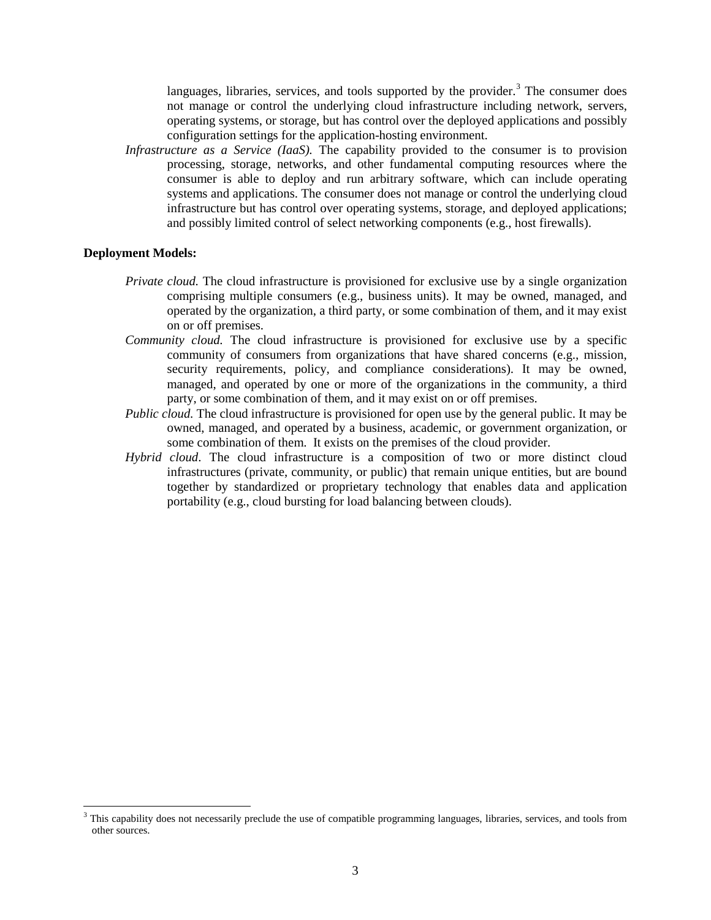languages, libraries, services, and tools supported by the provider.[3] The consumer does not manage or control the underlying cloud infrastructure including network, servers, operating systems, or storage, but has control over the deployed applications and possibly configuration settings for the application-hosting environment.

*Infrastructure as a Service (IaaS).* The capability provided to the consumer is to provision processing, storage, networks, and other fundamental computing resources where the consumer is able to deploy and run arbitrary software, which can include operating systems and applications. The consumer does not manage or control the underlying cloud infrastructure but has control over operating systems, storage, and deployed applications; and possibly limited control of select networking components (e.g., host firewalls).

**Deployment Models:**

*Private cloud.* The cloud infrastructure is provisioned for exclusive use by a single organization comprising multiple consumers (e.g., business units). It may be owned, managed, and operated by the organization, a third party, or some combination of them, and it may exist on or off premises.

*Community cloud.* The cloud infrastructure is provisioned for exclusive use by a specific community of consumers from organizations that have shared concerns (e.g., mission, security requirements, policy, and compliance considerations). It may be owned, managed, and operated by one or more of the organizations in the community, a third party, or some combination of them, and it may exist on or off premises.

*Public cloud.* The cloud infrastructure is provisioned for open use by the general public. It may be owned, managed, and operated by a business, academic, or government organization, or some combination of them. It exists on the premises of the cloud provider.

*Hybrid cloud.* The cloud infrastructure is a composition of two or more distinct cloud infrastructures (private, community, or public) that remain unique entities, but are bound together by standardized or proprietary technology that enables data and application portability (e.g., cloud bursting for load balancing between clouds).

---

[3] This capability does not necessarily preclude the use of compatible programming languages, libraries, services, and tools from other sources.